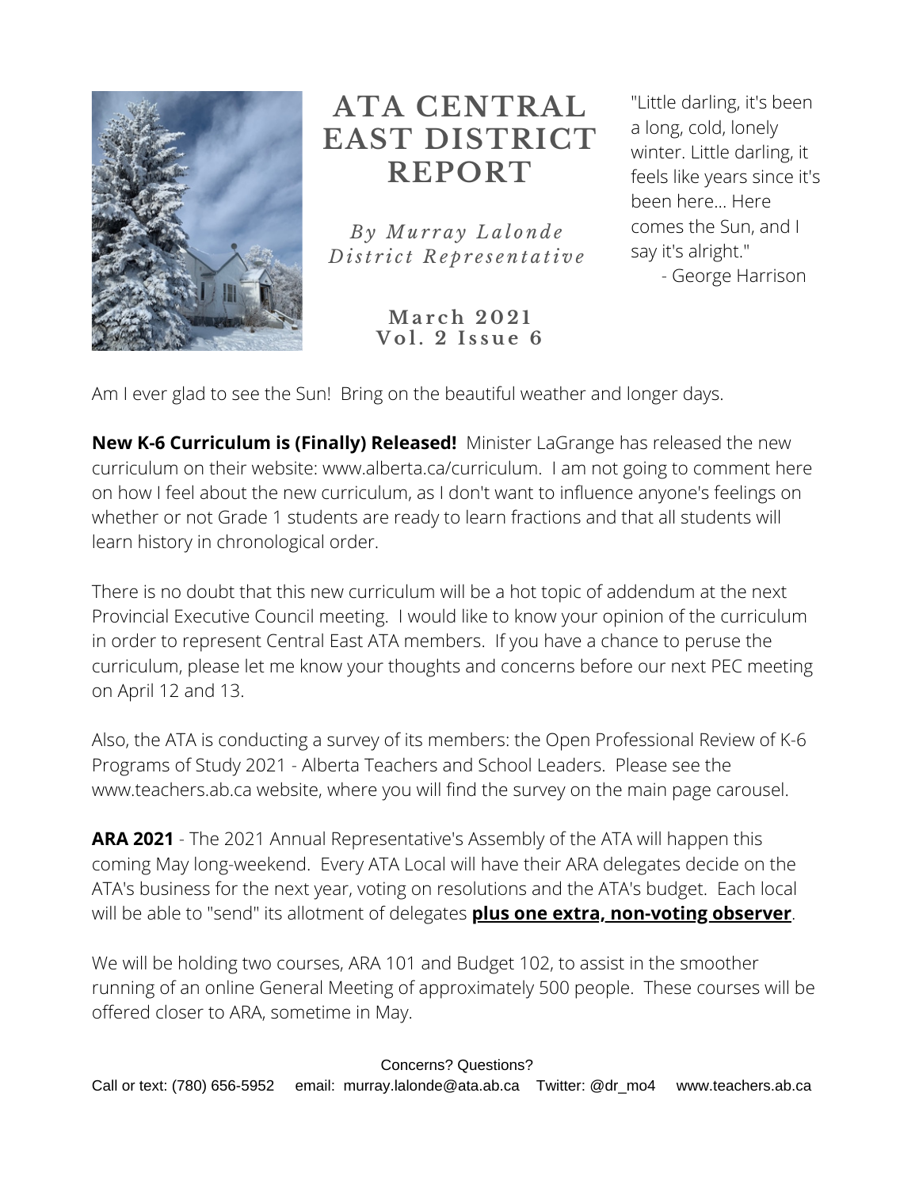# ATA CENTRAL EAST DISTRICT REPORT

*By Murray Lalonde*
*District Representative*

**March 2021**
**Vol. 2 Issue 6**

"Little darling, it's been a long, cold, lonely winter. Little darling, it feels like years since it's been here... Here comes the Sun, and I say it's alright."
- George Harrison

Am I ever glad to see the Sun! Bring on the beautiful weather and longer days.

**New K-6 Curriculum is (Finally) Released!** Minister LaGrange has released the new curriculum on their website: www.alberta.ca/curriculum. I am not going to comment here on how I feel about the new curriculum, as I don't want to influence anyone's feelings on whether or not Grade 1 students are ready to learn fractions and that all students will learn history in chronological order.

There is no doubt that this new curriculum will be a hot topic of addendum at the next Provincial Executive Council meeting. I would like to know your opinion of the curriculum in order to represent Central East ATA members. If you have a chance to peruse the curriculum, please let me know your thoughts and concerns before our next PEC meeting on April 12 and 13.

Also, the ATA is conducting a survey of its members: the Open Professional Review of K-6 Programs of Study 2021 - Alberta Teachers and School Leaders. Please see the www.teachers.ab.ca website, where you will find the survey on the main page carousel.

**ARA 2021** - The 2021 Annual Representative's Assembly of the ATA will happen this coming May long-weekend. Every ATA Local will have their ARA delegates decide on the ATA's business for the next year, voting on resolutions and the ATA's budget. Each local will be able to "send" its allotment of delegates **plus one extra, non-voting observer**.

We will be holding two courses, ARA 101 and Budget 102, to assist in the smoother running of an online General Meeting of approximately 500 people. These courses will be offered closer to ARA, sometime in May.

Concerns? Questions?
Call or text: (780) 656-5952 email: murray.lalonde@ata.ab.ca Twitter: @dr_mo4 www.teachers.ab.ca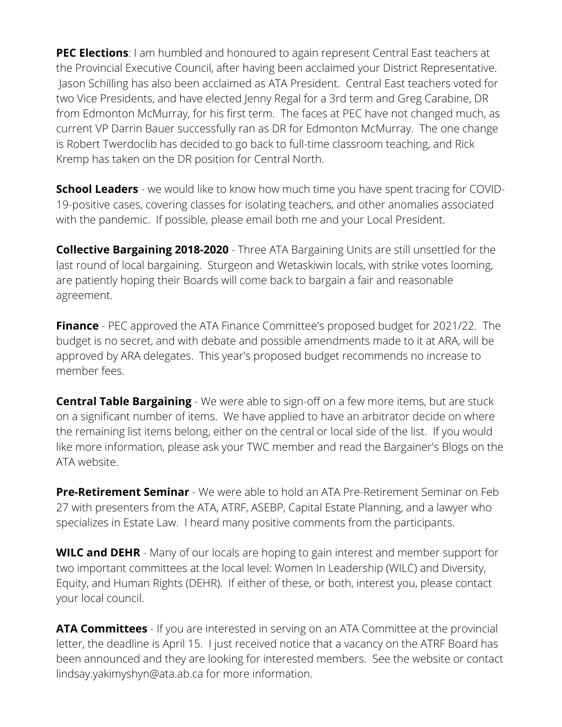**PEC Elections**: I am humbled and honoured to again represent Central East teachers at the Provincial Executive Council, after having been acclaimed your District Representative. Jason Schilling has also been acclaimed as ATA President. Central East teachers voted for two Vice Presidents, and have elected Jenny Regal for a 3rd term and Greg Carabine, DR from Edmonton McMurray, for his first term. The faces at PEC have not changed much, as current VP Darrin Bauer successfully ran as DR for Edmonton McMurray. The one change is Robert Twerdoclib has decided to go back to full-time classroom teaching, and Rick Kremp has taken on the DR position for Central North.

**School Leaders** - we would like to know how much time you have spent tracing for COVID-19-positive cases, covering classes for isolating teachers, and other anomalies associated with the pandemic. If possible, please email both me and your Local President.

**Collective Bargaining 2018-2020** - Three ATA Bargaining Units are still unsettled for the last round of local bargaining. Sturgeon and Wetaskiwin locals, with strike votes looming, are patiently hoping their Boards will come back to bargain a fair and reasonable agreement.

**Finance** - PEC approved the ATA Finance Committee's proposed budget for 2021/22. The budget is no secret, and with debate and possible amendments made to it at ARA, will be approved by ARA delegates. This year's proposed budget recommends no increase to member fees.

**Central Table Bargaining** - We were able to sign-off on a few more items, but are stuck on a significant number of items. We have applied to have an arbitrator decide on where the remaining list items belong, either on the central or local side of the list. If you would like more information, please ask your TWC member and read the Bargainer's Blogs on the ATA website.

**Pre-Retirement Seminar** - We were able to hold an ATA Pre-Retirement Seminar on Feb 27 with presenters from the ATA, ATRF, ASEBP, Capital Estate Planning, and a lawyer who specializes in Estate Law. I heard many positive comments from the participants.

**WILC and DEHR** - Many of our locals are hoping to gain interest and member support for two important committees at the local level: Women In Leadership (WILC) and Diversity, Equity, and Human Rights (DEHR). If either of these, or both, interest you, please contact your local council.

**ATA Committees** - If you are interested in serving on an ATA Committee at the provincial letter, the deadline is April 15. I just received notice that a vacancy on the ATRF Board has been announced and they are looking for interested members. See the website or contact lindsay.yakimyshyn@ata.ab.ca for more information.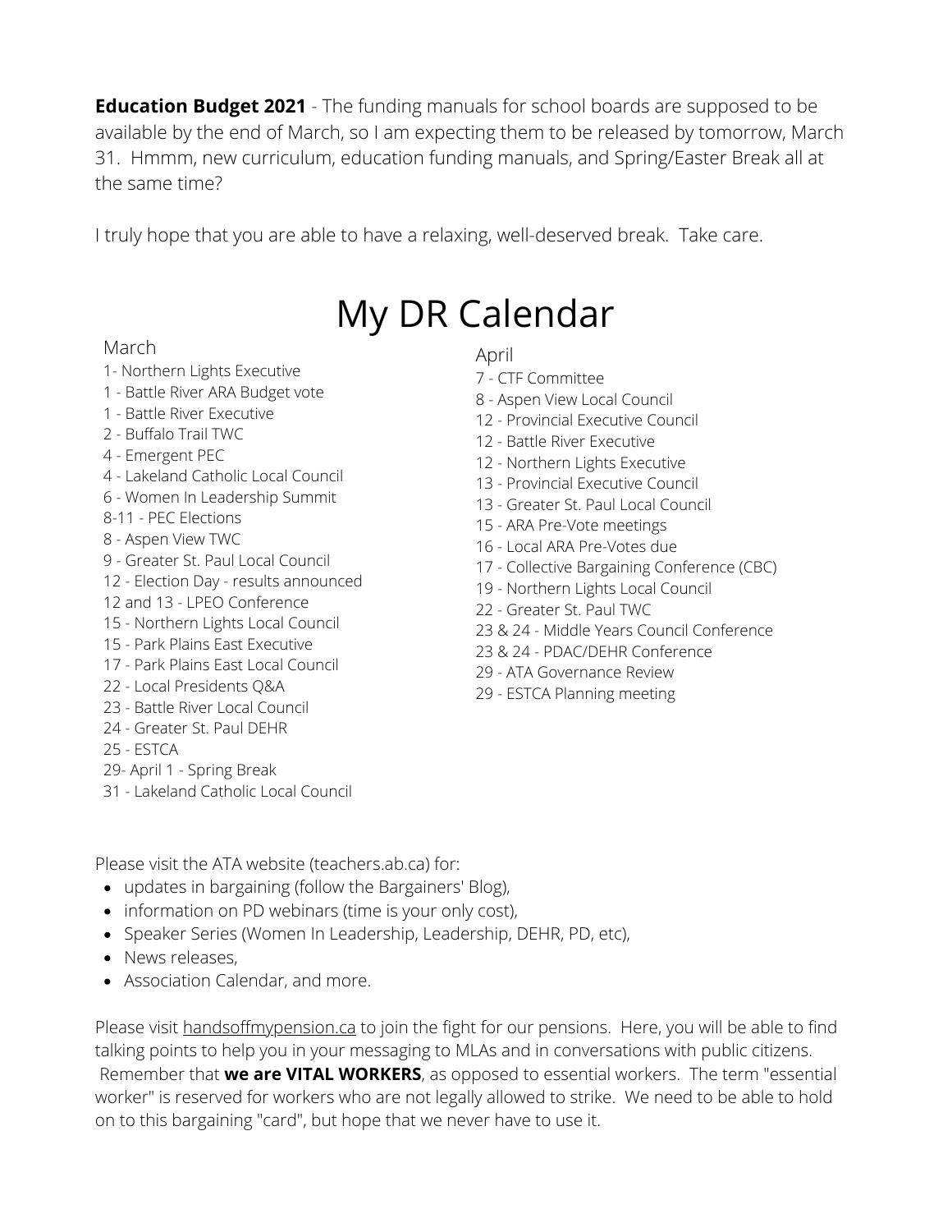**Education Budget 2021** - The funding manuals for school boards are supposed to be available by the end of March, so I am expecting them to be released by tomorrow, March 31. Hmmm, new curriculum, education funding manuals, and Spring/Easter Break all at the same time?

I truly hope that you are able to have a relaxing, well-deserved break. Take care.

# My DR Calendar

March

1- Northern Lights Executive
1 - Battle River ARA Budget vote
1 - Battle River Executive
2 - Buffalo Trail TWC
4 - Emergent PEC
4 - Lakeland Catholic Local Council
6 - Women In Leadership Summit
8-11 - PEC Elections
8 - Aspen View TWC
9 - Greater St. Paul Local Council
12 - Election Day - results announced
12 and 13 - LPEO Conference
15 - Northern Lights Local Council
15 - Park Plains East Executive
17 - Park Plains East Local Council
22 - Local Presidents Q&A
23 - Battle River Local Council
24 - Greater St. Paul DEHR
25 - ESTCA
29- April 1 - Spring Break
31 - Lakeland Catholic Local Council

April

7 - CTF Committee
8 - Aspen View Local Council
12 - Provincial Executive Council
12 - Battle River Executive
12 - Northern Lights Executive
13 - Provincial Executive Council
13 - Greater St. Paul Local Council
15 - ARA Pre-Vote meetings
16 - Local ARA Pre-Votes due
17 - Collective Bargaining Conference (CBC)
19 - Northern Lights Local Council
22 - Greater St. Paul TWC
23 & 24 - Middle Years Council Conference
23 & 24 - PDAC/DEHR Conference
29 - ATA Governance Review
29 - ESTCA Planning meeting

Please visit the ATA website (teachers.ab.ca) for:

- updates in bargaining (follow the Bargainers' Blog),
- information on PD webinars (time is your only cost),
- Speaker Series (Women In Leadership, Leadership, DEHR, PD, etc),
- News releases,
- Association Calendar, and more.

Please visit handsoffmypension.ca to join the fight for our pensions. Here, you will be able to find talking points to help you in your messaging to MLAs and in conversations with public citizens. Remember that **we are VITAL WORKERS**, as opposed to essential workers. The term "essential worker" is reserved for workers who are not legally allowed to strike. We need to be able to hold on to this bargaining "card", but hope that we never have to use it.